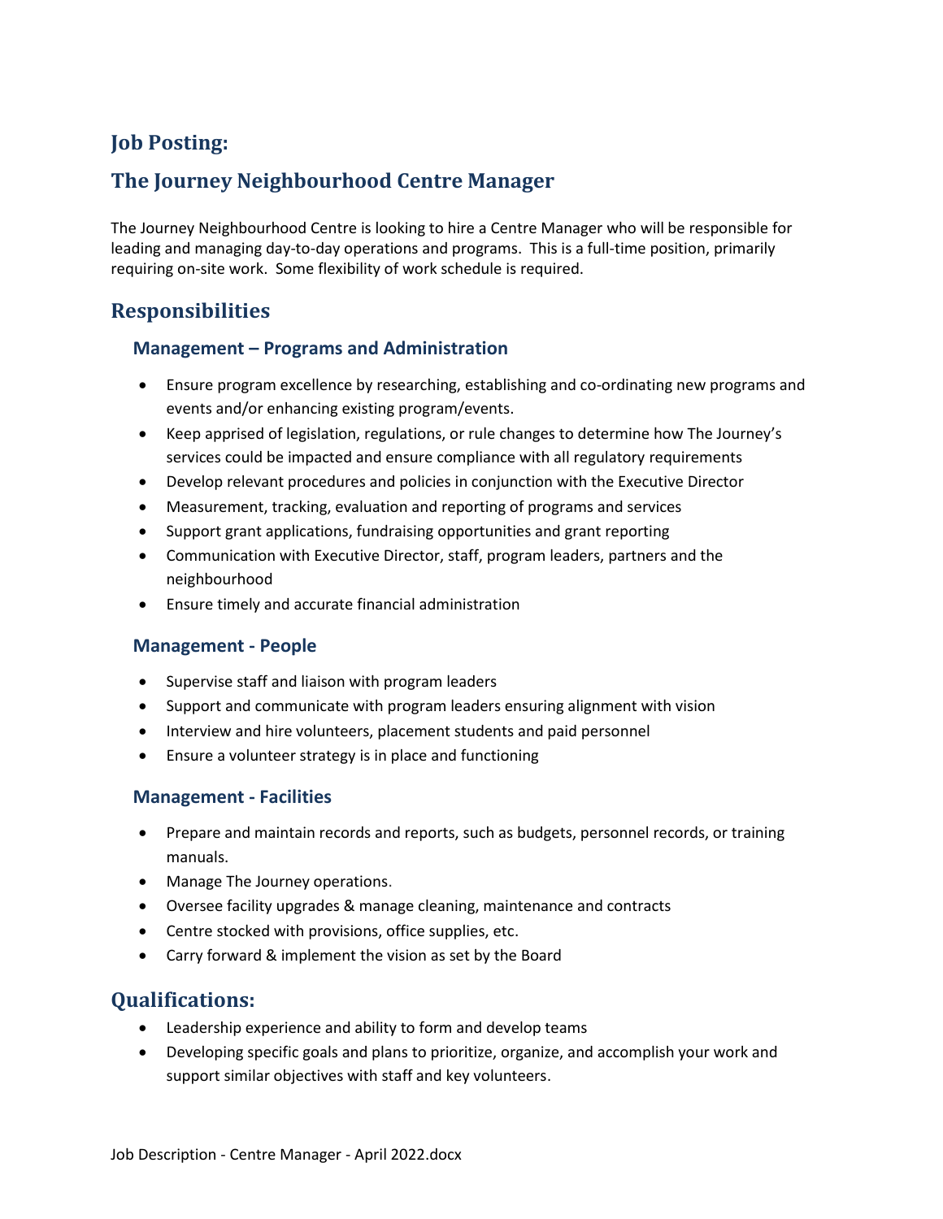## Job Posting:

## The Journey Neighbourhood Centre Manager

The Journey Neighbourhood Centre is looking to hire a Centre Manager who will be responsible for leading and managing day-to-day operations and programs. This is a full-time position, primarily requiring on-site work. Some flexibility of work schedule is required.

## Responsibilities

### Management – Programs and Administration

- Ensure program excellence by researching, establishing and co-ordinating new programs and events and/or enhancing existing program/events.
- Keep apprised of legislation, regulations, or rule changes to determine how The Journey's services could be impacted and ensure compliance with all regulatory requirements
- Develop relevant procedures and policies in conjunction with the Executive Director
- Measurement, tracking, evaluation and reporting of programs and services
- Support grant applications, fundraising opportunities and grant reporting
- Communication with Executive Director, staff, program leaders, partners and the neighbourhood
- Ensure timely and accurate financial administration

### Management - People

- Supervise staff and liaison with program leaders
- Support and communicate with program leaders ensuring alignment with vision
- Interview and hire volunteers, placement students and paid personnel
- Ensure a volunteer strategy is in place and functioning

### Management - Facilities

- Prepare and maintain records and reports, such as budgets, personnel records, or training manuals.
- Manage The Journey operations.
- Oversee facility upgrades & manage cleaning, maintenance and contracts
- Centre stocked with provisions, office supplies, etc.
- Carry forward & implement the vision as set by the Board

## Qualifications:

- Leadership experience and ability to form and develop teams
- Developing specific goals and plans to prioritize, organize, and accomplish your work and support similar objectives with staff and key volunteers.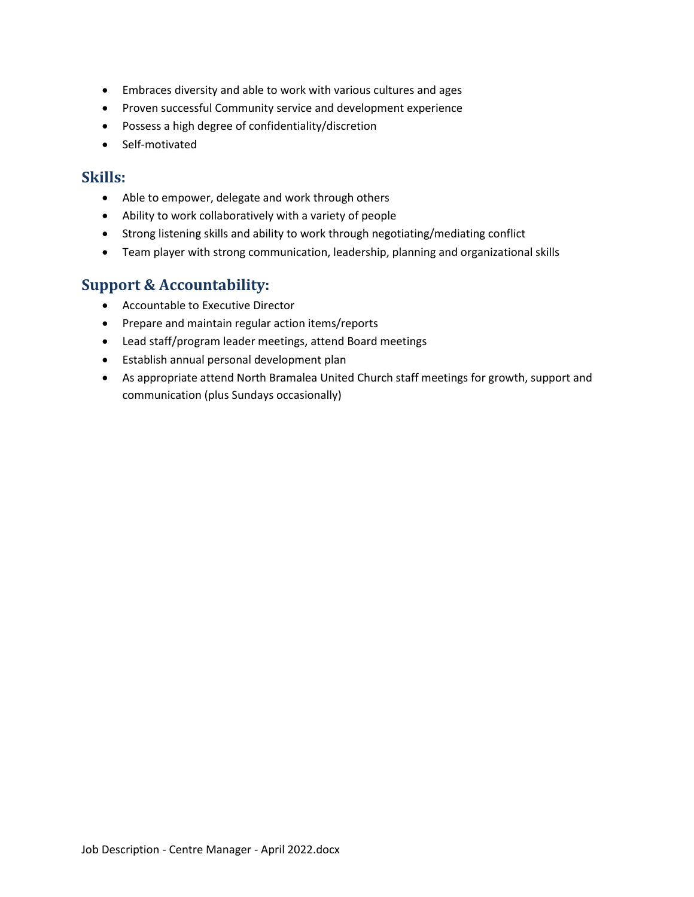- Embraces diversity and able to work with various cultures and ages
- Proven successful Community service and development experience
- Possess a high degree of confidentiality/discretion
- Self-motivated

## Skills:

- Able to empower, delegate and work through others
- Ability to work collaboratively with a variety of people
- Strong listening skills and ability to work through negotiating/mediating conflict
- Team player with strong communication, leadership, planning and organizational skills

## Support & Accountability:

- Accountable to Executive Director
- Prepare and maintain regular action items/reports
- Lead staff/program leader meetings, attend Board meetings
- Establish annual personal development plan
- As appropriate attend North Bramalea United Church staff meetings for growth, support and communication (plus Sundays occasionally)